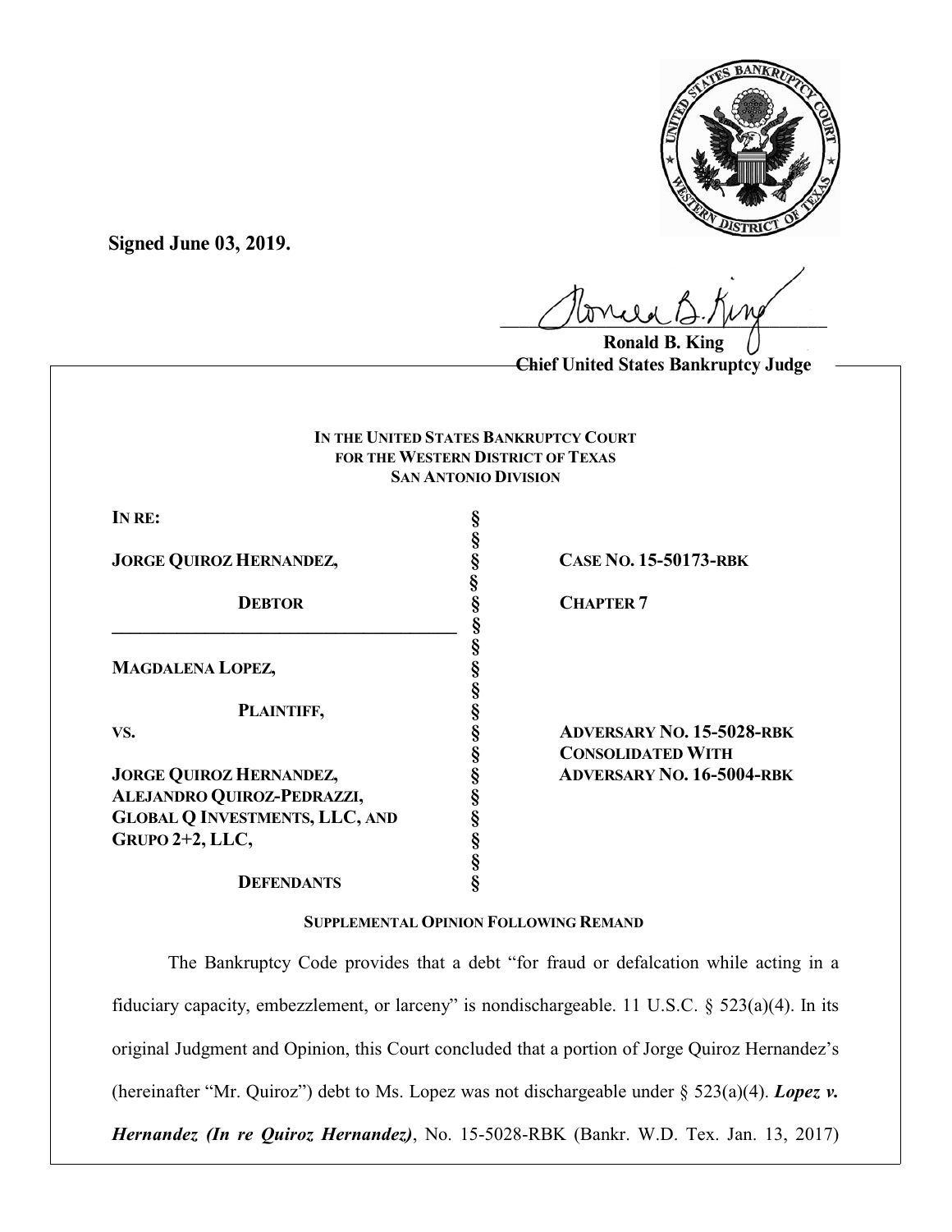**Signed June 03, 2019.**

Ronald B. King
Chief United States Bankruptcy Judge

**IN THE UNITED STATES BANKRUPTCY COURT**
**FOR THE WESTERN DISTRICT OF TEXAS**
**SAN ANTONIO DIVISION**

| | | |
|---|---|---|
| **IN RE:** | § | |
| | § | |
| **JORGE QUIROZ HERNANDEZ,** | § | **CASE NO. 15-50173-RBK** |
| | § | |
| **DEBTOR** | § | **CHAPTER 7** |
| | § | |
| | § | |
| **MAGDALENA LOPEZ,** | § | |
| | § | |
| **PLAINTIFF,** | § | |
| **VS.** | § | **ADVERSARY NO. 15-5028-RBK** |
| | § | **CONSOLIDATED WITH** |
| **JORGE QUIROZ HERNANDEZ,** | § | **ADVERSARY NO. 16-5004-RBK** |
| **ALEJANDRO QUIROZ-PEDRAZZI,** | § | |
| **GLOBAL Q INVESTMENTS, LLC, AND** | § | |
| **GRUPO 2+2, LLC,** | § | |
| | § | |
| **DEFENDANTS** | § | |

**SUPPLEMENTAL OPINION FOLLOWING REMAND**

The Bankruptcy Code provides that a debt "for fraud or defalcation while acting in a fiduciary capacity, embezzlement, or larceny" is nondischargeable. 11 U.S.C. § 523(a)(4). In its original Judgment and Opinion, this Court concluded that a portion of Jorge Quiroz Hernandez's (hereinafter "Mr. Quiroz") debt to Ms. Lopez was not dischargeable under § 523(a)(4). ***Lopez v. Hernandez (In re Quiroz Hernandez)***, No. 15-5028-RBK (Bankr. W.D. Tex. Jan. 13, 2017)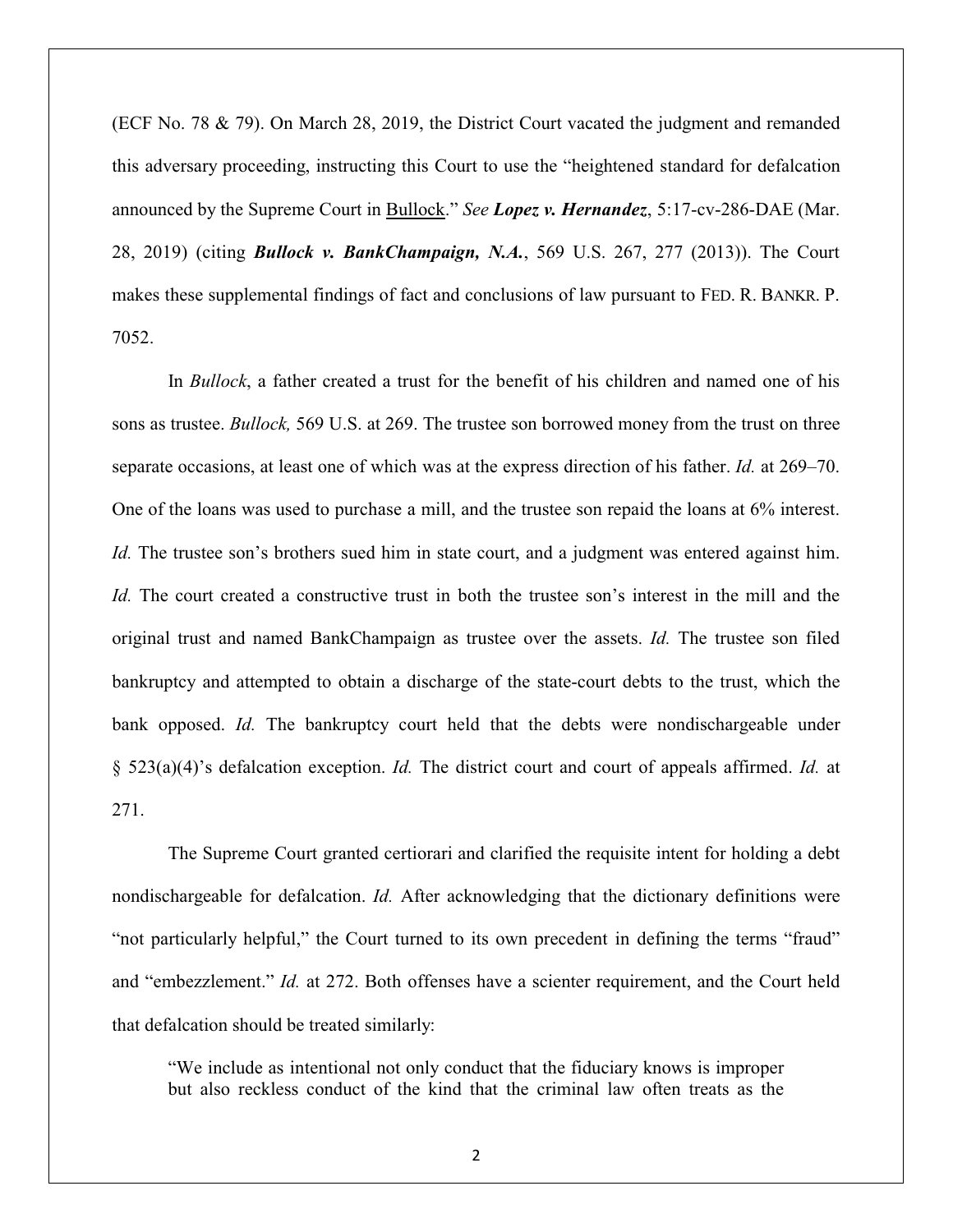(ECF No. 78 & 79). On March 28, 2019, the District Court vacated the judgment and remanded this adversary proceeding, instructing this Court to use the "heightened standard for defalcation announced by the Supreme Court in Bullock." *See* ***Lopez v. Hernandez***, 5:17-cv-286-DAE (Mar. 28, 2019) (citing ***Bullock v. BankChampaign, N.A.***, 569 U.S. 267, 277 (2013)). The Court makes these supplemental findings of fact and conclusions of law pursuant to FED. R. BANKR. P. 7052.

In *Bullock*, a father created a trust for the benefit of his children and named one of his sons as trustee. *Bullock,* 569 U.S. at 269. The trustee son borrowed money from the trust on three separate occasions, at least one of which was at the express direction of his father. *Id.* at 269–70. One of the loans was used to purchase a mill, and the trustee son repaid the loans at 6% interest. *Id.* The trustee son's brothers sued him in state court, and a judgment was entered against him. *Id.* The court created a constructive trust in both the trustee son's interest in the mill and the original trust and named BankChampaign as trustee over the assets. *Id.* The trustee son filed bankruptcy and attempted to obtain a discharge of the state-court debts to the trust, which the bank opposed. *Id.* The bankruptcy court held that the debts were nondischargeable under § 523(a)(4)'s defalcation exception. *Id.* The district court and court of appeals affirmed. *Id.* at 271.

The Supreme Court granted certiorari and clarified the requisite intent for holding a debt nondischargeable for defalcation. *Id.* After acknowledging that the dictionary definitions were "not particularly helpful," the Court turned to its own precedent in defining the terms "fraud" and "embezzlement." *Id.* at 272. Both offenses have a scienter requirement, and the Court held that defalcation should be treated similarly:

> "We include as intentional not only conduct that the fiduciary knows is improper but also reckless conduct of the kind that the criminal law often treats as the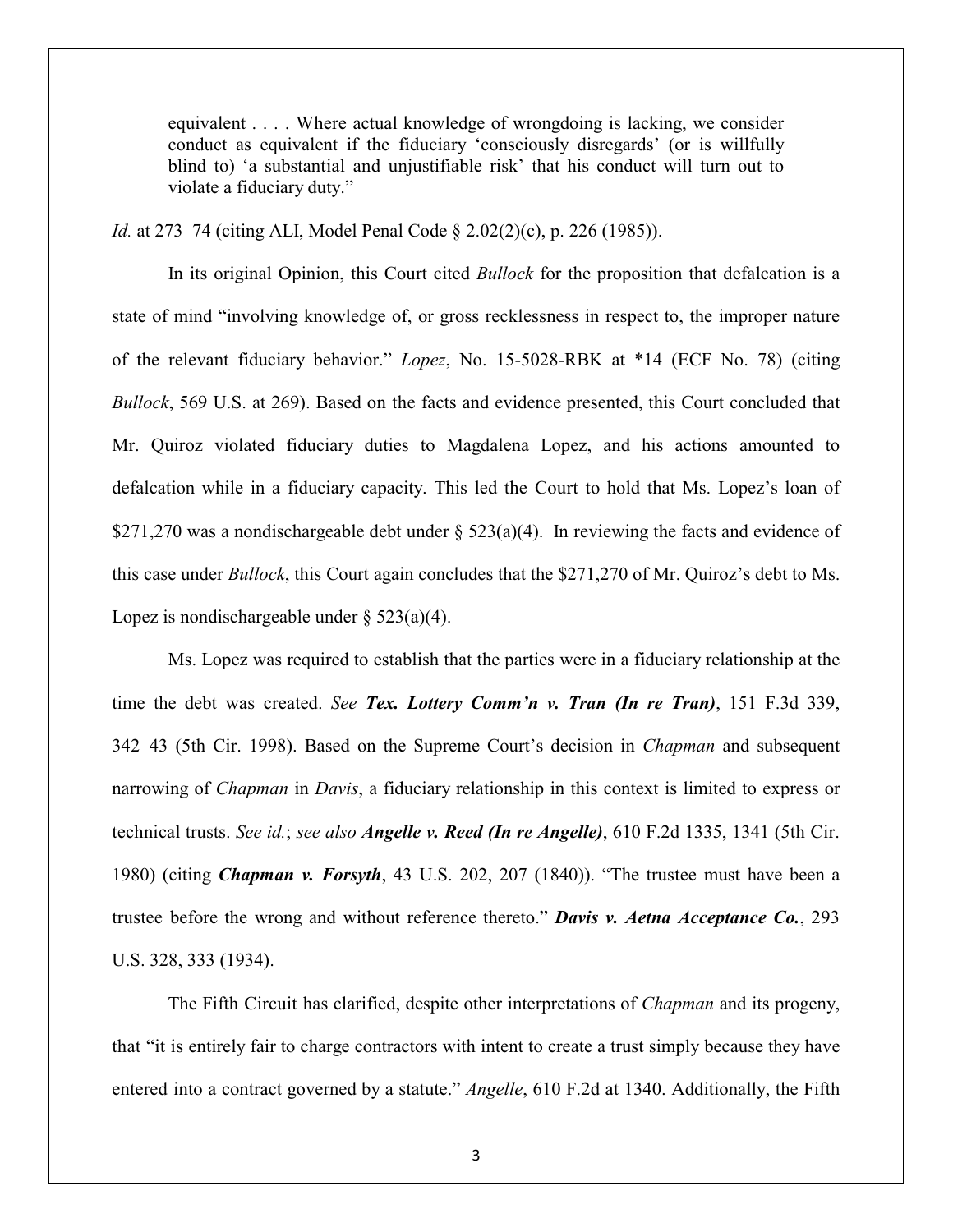> equivalent . . . . Where actual knowledge of wrongdoing is lacking, we consider conduct as equivalent if the fiduciary 'consciously disregards' (or is willfully blind to) 'a substantial and unjustifiable risk' that his conduct will turn out to violate a fiduciary duty."

*Id.* at 273–74 (citing ALI, Model Penal Code § 2.02(2)(c), p. 226 (1985)).

In its original Opinion, this Court cited *Bullock* for the proposition that defalcation is a state of mind "involving knowledge of, or gross recklessness in respect to, the improper nature of the relevant fiduciary behavior." *Lopez*, No. 15-5028-RBK at *14 (ECF No. 78) (citing *Bullock*, 569 U.S. at 269). Based on the facts and evidence presented, this Court concluded that Mr. Quiroz violated fiduciary duties to Magdalena Lopez, and his actions amounted to defalcation while in a fiduciary capacity. This led the Court to hold that Ms. Lopez's loan of $271,270 was a nondischargeable debt under § 523(a)(4). In reviewing the facts and evidence of this case under *Bullock*, this Court again concludes that the $271,270 of Mr. Quiroz's debt to Ms. Lopez is nondischargeable under § 523(a)(4).

Ms. Lopez was required to establish that the parties were in a fiduciary relationship at the time the debt was created. *See* ***Tex. Lottery Comm'n v. Tran (In re Tran)***, 151 F.3d 339, 342–43 (5th Cir. 1998). Based on the Supreme Court's decision in *Chapman* and subsequent narrowing of *Chapman* in *Davis*, a fiduciary relationship in this context is limited to express or technical trusts. *See id.*; *see also* ***Angelle v. Reed (In re Angelle)***, 610 F.2d 1335, 1341 (5th Cir. 1980) (citing ***Chapman v. Forsyth***, 43 U.S. 202, 207 (1840)). "The trustee must have been a trustee before the wrong and without reference thereto." ***Davis v. Aetna Acceptance Co.***, 293 U.S. 328, 333 (1934).

The Fifth Circuit has clarified, despite other interpretations of *Chapman* and its progeny, that "it is entirely fair to charge contractors with intent to create a trust simply because they have entered into a contract governed by a statute." *Angelle*, 610 F.2d at 1340. Additionally, the Fifth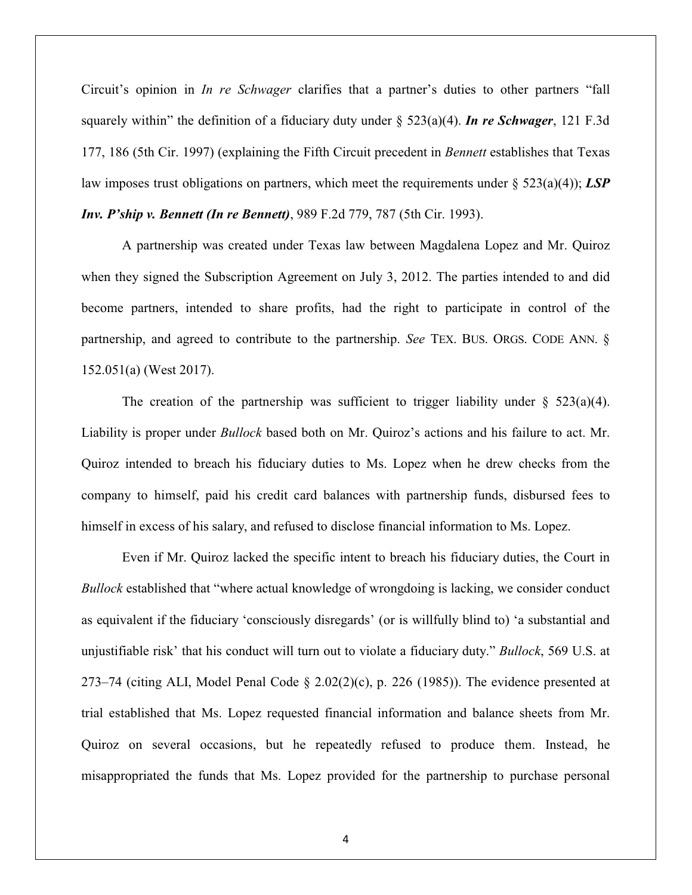Circuit's opinion in *In re Schwager* clarifies that a partner's duties to other partners "fall squarely within" the definition of a fiduciary duty under § 523(a)(4). ***In re Schwager***, 121 F.3d 177, 186 (5th Cir. 1997) (explaining the Fifth Circuit precedent in *Bennett* establishes that Texas law imposes trust obligations on partners, which meet the requirements under § 523(a)(4)); ***LSP Inv. P'ship v. Bennett (In re Bennett)***, 989 F.2d 779, 787 (5th Cir. 1993).

A partnership was created under Texas law between Magdalena Lopez and Mr. Quiroz when they signed the Subscription Agreement on July 3, 2012. The parties intended to and did become partners, intended to share profits, had the right to participate in control of the partnership, and agreed to contribute to the partnership. *See* TEX. BUS. ORGS. CODE ANN. § 152.051(a) (West 2017).

The creation of the partnership was sufficient to trigger liability under § 523(a)(4). Liability is proper under *Bullock* based both on Mr. Quiroz's actions and his failure to act. Mr. Quiroz intended to breach his fiduciary duties to Ms. Lopez when he drew checks from the company to himself, paid his credit card balances with partnership funds, disbursed fees to himself in excess of his salary, and refused to disclose financial information to Ms. Lopez.

Even if Mr. Quiroz lacked the specific intent to breach his fiduciary duties, the Court in *Bullock* established that "where actual knowledge of wrongdoing is lacking, we consider conduct as equivalent if the fiduciary 'consciously disregards' (or is willfully blind to) 'a substantial and unjustifiable risk' that his conduct will turn out to violate a fiduciary duty." *Bullock*, 569 U.S. at 273–74 (citing ALI, Model Penal Code § 2.02(2)(c), p. 226 (1985)). The evidence presented at trial established that Ms. Lopez requested financial information and balance sheets from Mr. Quiroz on several occasions, but he repeatedly refused to produce them. Instead, he misappropriated the funds that Ms. Lopez provided for the partnership to purchase personal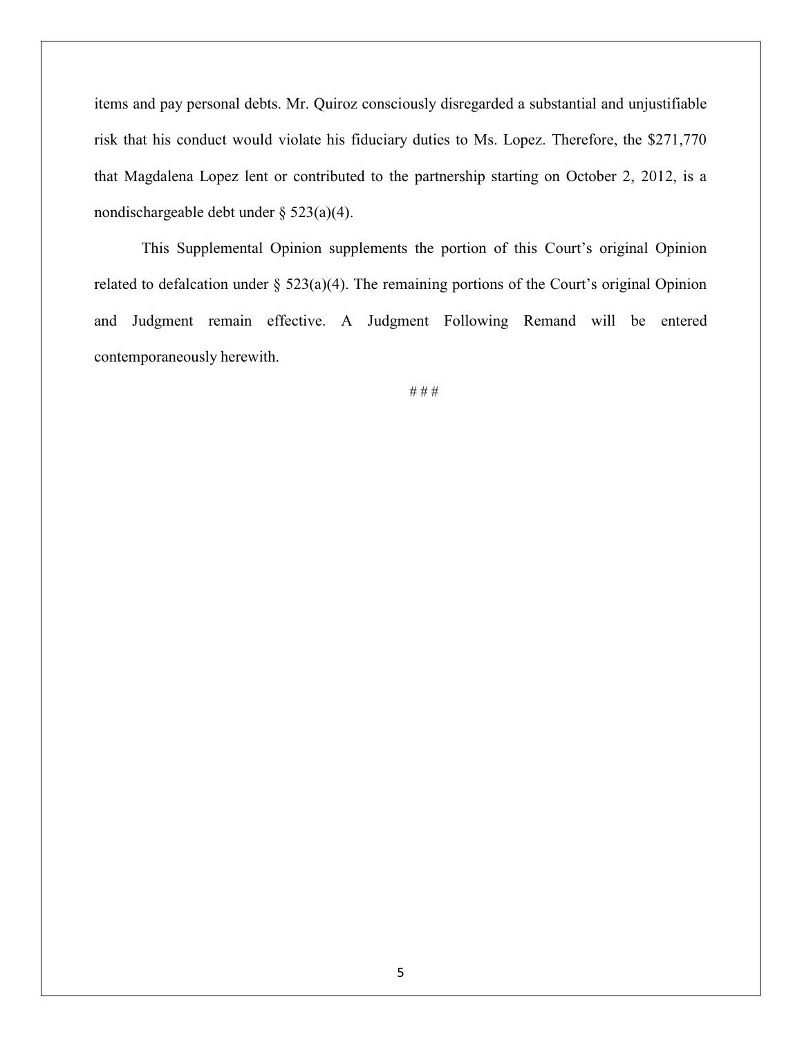items and pay personal debts. Mr. Quiroz consciously disregarded a substantial and unjustifiable risk that his conduct would violate his fiduciary duties to Ms. Lopez. Therefore, the $271,770 that Magdalena Lopez lent or contributed to the partnership starting on October 2, 2012, is a nondischargeable debt under § 523(a)(4).

This Supplemental Opinion supplements the portion of this Court's original Opinion related to defalcation under § 523(a)(4). The remaining portions of the Court's original Opinion and Judgment remain effective. A Judgment Following Remand will be entered contemporaneously herewith.

# # #